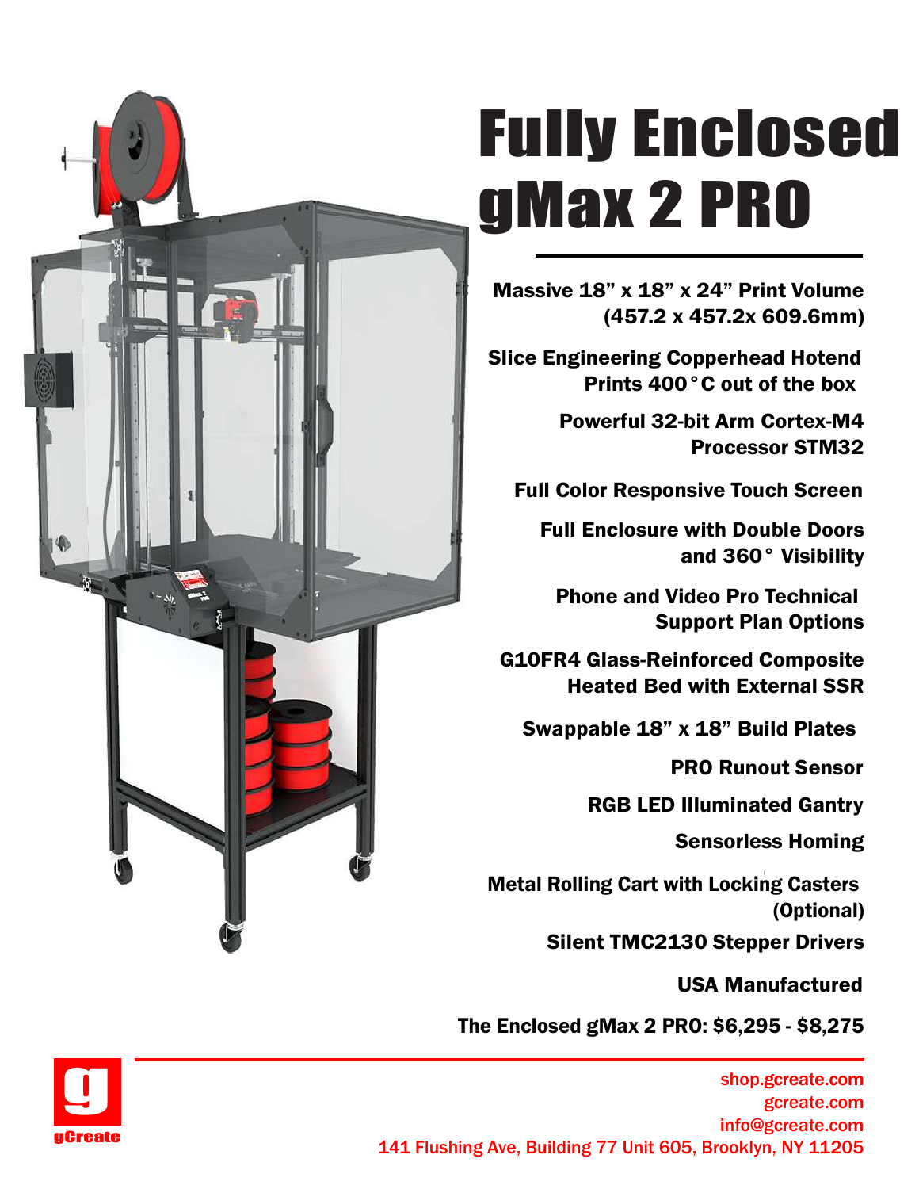# Fully Enclosed gMax 2 PRO

**Massive 18” x 18” x 24” Print Volume (457.2 x 457.2x 609.6mm)**

**Slice Engineering Copperhead Hotend Prints 400°C out of the box**

**Powerful 32-bit Arm Cortex-M4 Processor STM32**

**Full Color Responsive Touch Screen**

**Full Enclosure with Double Doors and 360° Visibility**

**Phone and Video Pro Technical Support Plan Options**

**G10FR4 Glass-Reinforced Composite Heated Bed with External SSR**

**Swappable 18” x 18” Build Plates**

**PRO Runout Sensor**

**RGB LED Illuminated Gantry**

**Sensorless Homing**

**Metal Rolling Cart with Locking Casters (Optional)**

**Silent TMC2130 Stepper Drivers**

**USA Manufactured**

**The Enclosed gMax 2 PRO: $6,295 - $8,275**

gCreate

shop.gcreate.com
gcreate.com
info@gcreate.com
141 Flushing Ave, Building 77 Unit 605, Brooklyn, NY 11205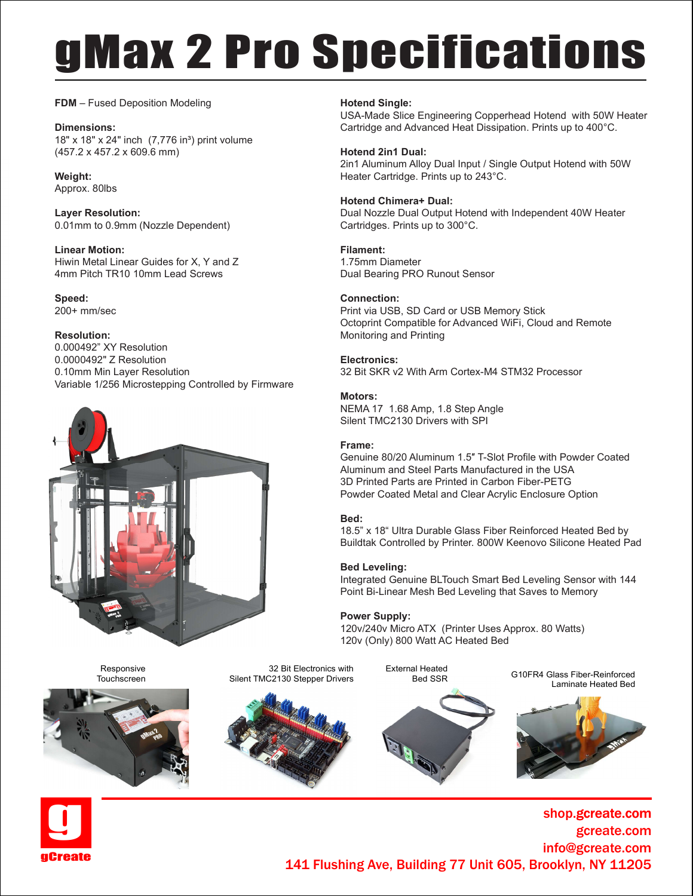# gMax 2 Pro Specifications

**FDM** – Fused Deposition Modeling

**Dimensions:**
18" x 18" x 24" inch (7,776 in³) print volume
(457.2 x 457.2 x 609.6 mm)

**Weight:**
Approx. 80lbs

**Layer Resolution:**
0.01mm to 0.9mm (Nozzle Dependent)

**Linear Motion:**
Hiwin Metal Linear Guides for X, Y and Z
4mm Pitch TR10 10mm Lead Screws

**Speed:**
200+ mm/sec

**Resolution:**
0.000492" XY Resolution
0.0000492" Z Resolution
0.10mm Min Layer Resolution
Variable 1/256 Microstepping Controlled by Firmware

**Hotend Single:**
USA-Made Slice Engineering Copperhead Hotend with 50W Heater Cartridge and Advanced Heat Dissipation. Prints up to 400°C.

**Hotend 2in1 Dual:**
2in1 Aluminum Alloy Dual Input / Single Output Hotend with 50W Heater Cartridge. Prints up to 243°C.

**Hotend Chimera+ Dual:**
Dual Nozzle Dual Output Hotend with Independent 40W Heater Cartridges. Prints up to 300°C.

**Filament:**
1.75mm Diameter
Dual Bearing PRO Runout Sensor

**Connection:**
Print via USB, SD Card or USB Memory Stick
Octoprint Compatible for Advanced WiFi, Cloud and Remote Monitoring and Printing

**Electronics:**
32 Bit SKR v2 With Arm Cortex-M4 STM32 Processor

**Motors:**
NEMA 17 1.68 Amp, 1.8 Step Angle
Silent TMC2130 Drivers with SPI

**Frame:**
Genuine 80/20 Aluminum 1.5" T-Slot Profile with Powder Coated Aluminum and Steel Parts Manufactured in the USA
3D Printed Parts are Printed in Carbon Fiber-PETG
Powder Coated Metal and Clear Acrylic Enclosure Option

**Bed:**
18.5" x 18" Ultra Durable Glass Fiber Reinforced Heated Bed by Buildtak Controlled by Printer. 800W Keenovo Silicone Heated Pad

**Bed Leveling:**
Integrated Genuine BLTouch Smart Bed Leveling Sensor with 144 Point Bi-Linear Mesh Bed Leveling that Saves to Memory

**Power Supply:**
120v/240v Micro ATX (Printer Uses Approx. 80 Watts)
120v (Only) 800 Watt AC Heated Bed

Responsive Touchscreen

32 Bit Electronics with Silent TMC2130 Stepper Drivers

External Heated Bed SSR

G10FR4 Glass Fiber-Reinforced Laminate Heated Bed

gCreate

shop.gcreate.com
gcreate.com
info@gcreate.com
141 Flushing Ave, Building 77 Unit 605, Brooklyn, NY 11205